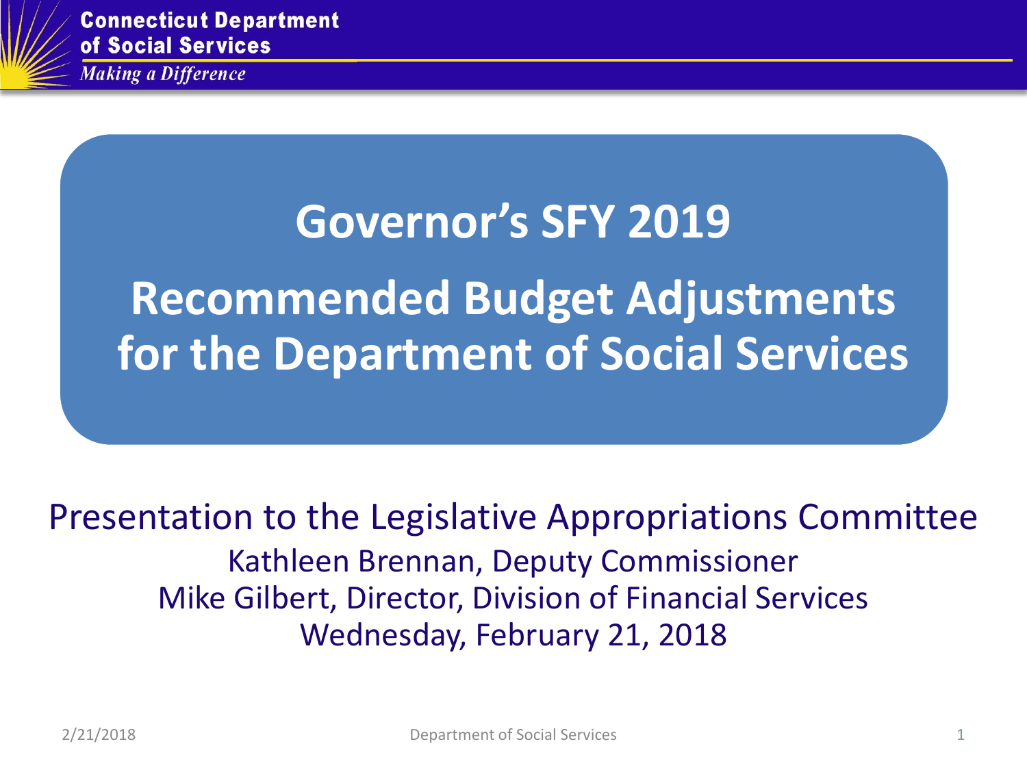Connecticut Department of Social Services

*Making a Difference*

# Governor's SFY 2019

# Recommended Budget Adjustments for the Department of Social Services

Presentation to the Legislative Appropriations Committee

Kathleen Brennan, Deputy Commissioner

Mike Gilbert, Director, Division of Financial Services

Wednesday, February 21, 2018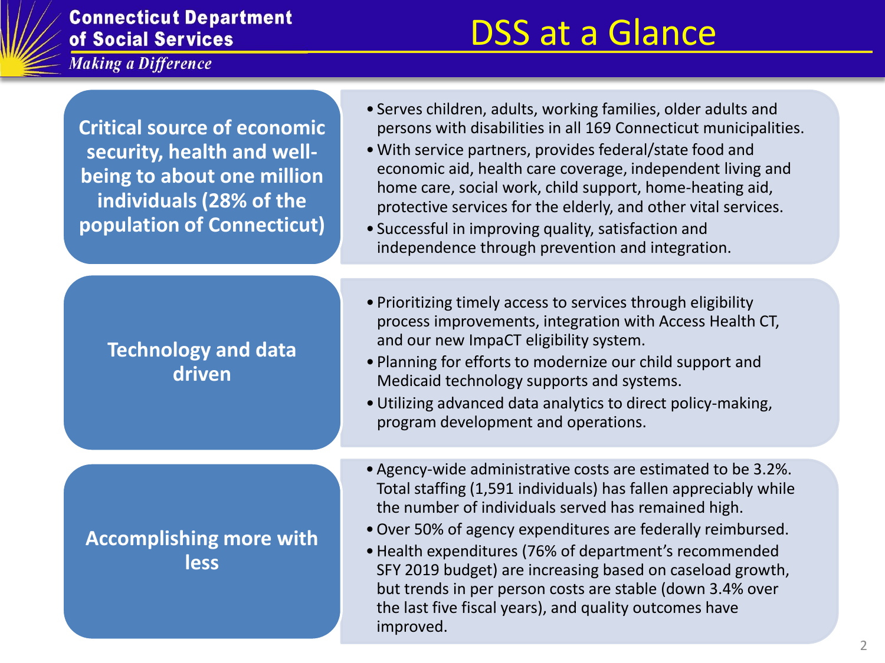# DSS at a Glance

## Critical source of economic security, health and well-being to about one million individuals (28% of the population of Connecticut)

- Serves children, adults, working families, older adults and persons with disabilities in all 169 Connecticut municipalities.
- With service partners, provides federal/state food and economic aid, health care coverage, independent living and home care, social work, child support, home-heating aid, protective services for the elderly, and other vital services.
- Successful in improving quality, satisfaction and independence through prevention and integration.

## Technology and data driven

- Prioritizing timely access to services through eligibility process improvements, integration with Access Health CT, and our new ImpaCT eligibility system.
- Planning for efforts to modernize our child support and Medicaid technology supports and systems.
- Utilizing advanced data analytics to direct policy-making, program development and operations.

## Accomplishing more with less

- Agency-wide administrative costs are estimated to be 3.2%. Total staffing (1,591 individuals) has fallen appreciably while the number of individuals served has remained high.
- Over 50% of agency expenditures are federally reimbursed.
- Health expenditures (76% of department's recommended SFY 2019 budget) are increasing based on caseload growth, but trends in per person costs are stable (down 3.4% over the last five fiscal years), and quality outcomes have improved.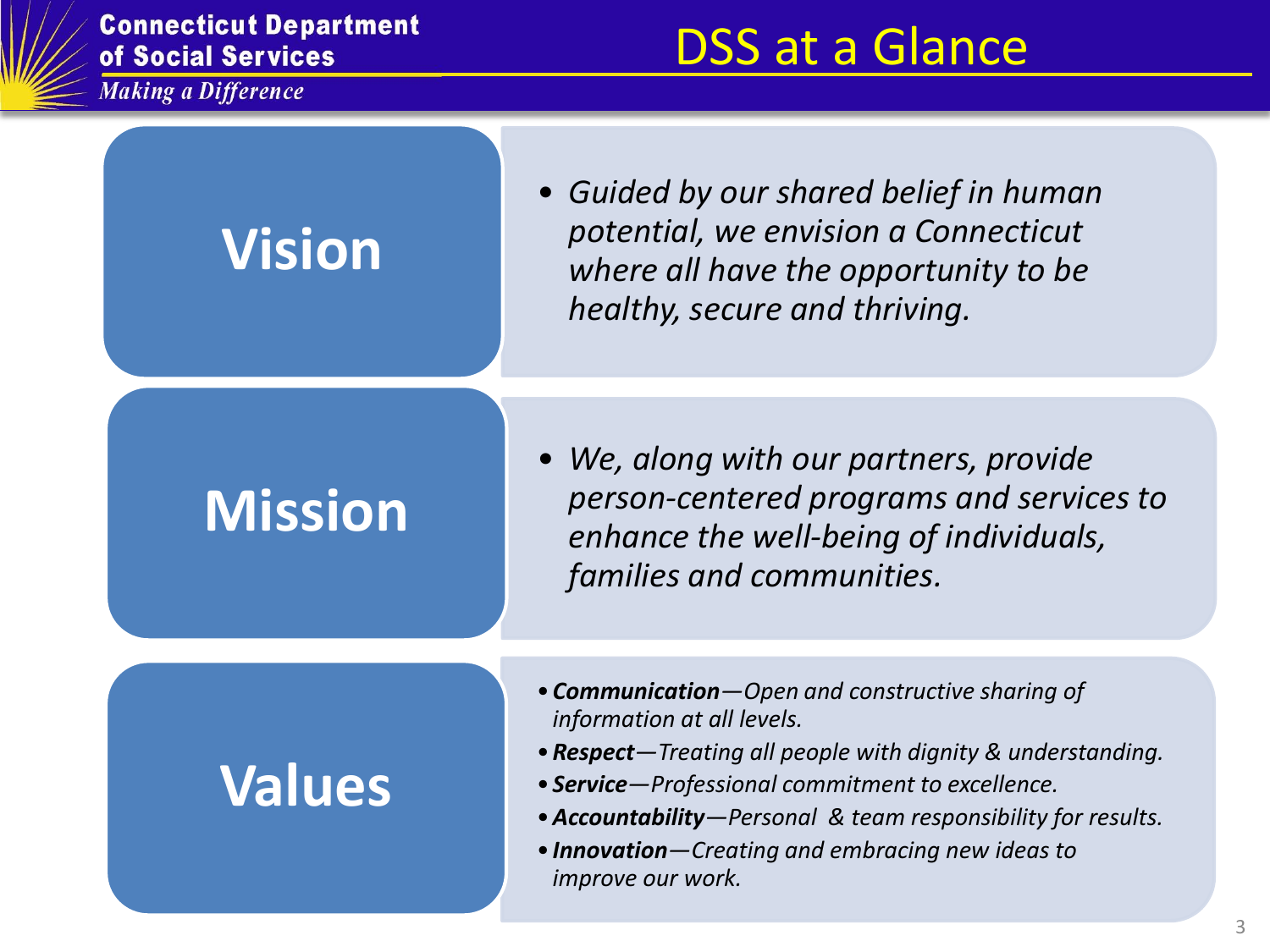# DSS at a Glance

## Vision

- *Guided by our shared belief in human potential, we envision a Connecticut where all have the opportunity to be healthy, secure and thriving.*

## Mission

- *We, along with our partners, provide person-centered programs and services to enhance the well-being of individuals, families and communities.*

## Values

- ***Communication***—*Open and constructive sharing of information at all levels.*
- ***Respect***—*Treating all people with dignity & understanding.*
- ***Service***—*Professional commitment to excellence.*
- ***Accountability***—*Personal & team responsibility for results.*
- ***Innovation***—*Creating and embracing new ideas to improve our work.*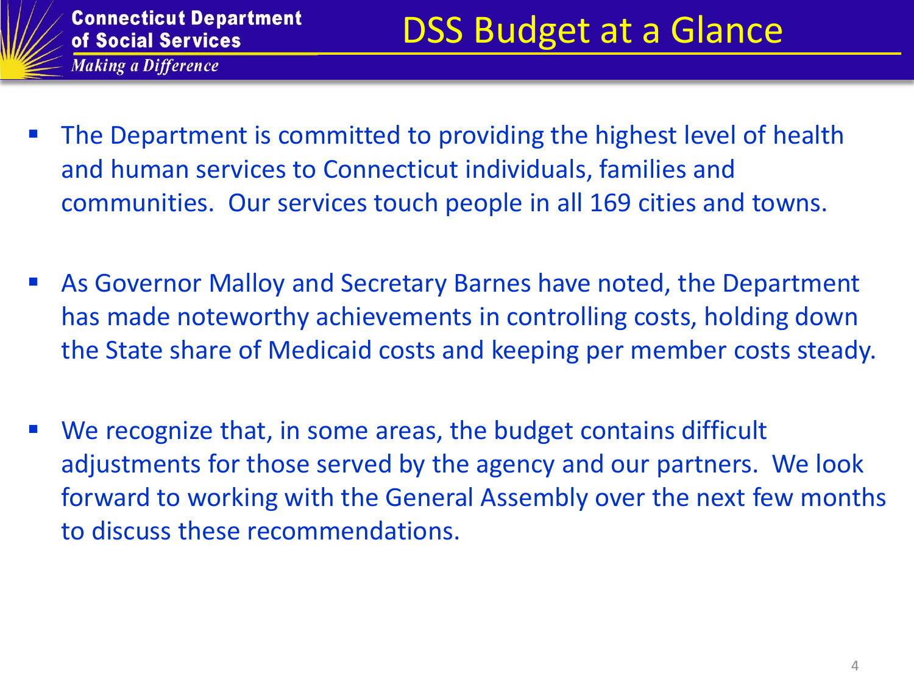# DSS Budget at a Glance

- The Department is committed to providing the highest level of health and human services to Connecticut individuals, families and communities. Our services touch people in all 169 cities and towns.
- As Governor Malloy and Secretary Barnes have noted, the Department has made noteworthy achievements in controlling costs, holding down the State share of Medicaid costs and keeping per member costs steady.
- We recognize that, in some areas, the budget contains difficult adjustments for those served by the agency and our partners. We look forward to working with the General Assembly over the next few months to discuss these recommendations.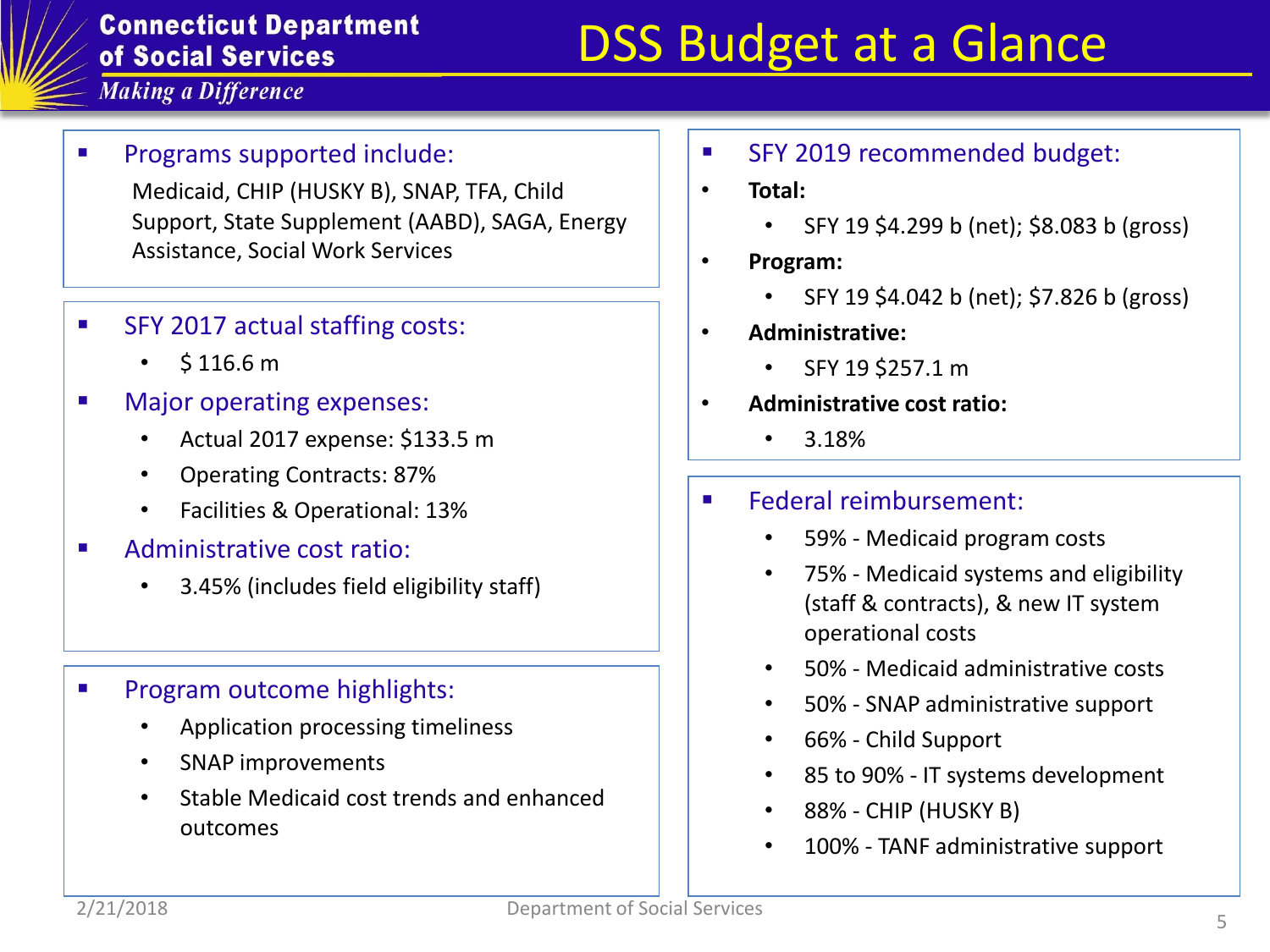# DSS Budget at a Glance

Connecticut Department of Social Services

*Making a Difference*

- **Programs supported include:**

  Medicaid, CHIP (HUSKY B), SNAP, TFA, Child Support, State Supplement (AABD), SAGA, Energy Assistance, Social Work Services

- **SFY 2017 actual staffing costs:**
  - $ 116.6 m
- **Major operating expenses:**
  - Actual 2017 expense: $133.5 m
  - Operating Contracts: 87%
  - Facilities & Operational: 13%
- **Administrative cost ratio:**
  - 3.45% (includes field eligibility staff)

- **Program outcome highlights:**
  - Application processing timeliness
  - SNAP improvements
  - Stable Medicaid cost trends and enhanced outcomes

- **SFY 2019 recommended budget:**
- **Total:**
  - SFY 19 $4.299 b (net); $8.083 b (gross)
- **Program:**
  - SFY 19 $4.042 b (net); $7.826 b (gross)
- **Administrative:**
  - SFY 19 $257.1 m
- **Administrative cost ratio:**
  - 3.18%

- **Federal reimbursement:**
  - 59% - Medicaid program costs
  - 75% - Medicaid systems and eligibility (staff & contracts), & new IT system operational costs
  - 50% - Medicaid administrative costs
  - 50% - SNAP administrative support
  - 66% - Child Support
  - 85 to 90% - IT systems development
  - 88% - CHIP (HUSKY B)
  - 100% - TANF administrative support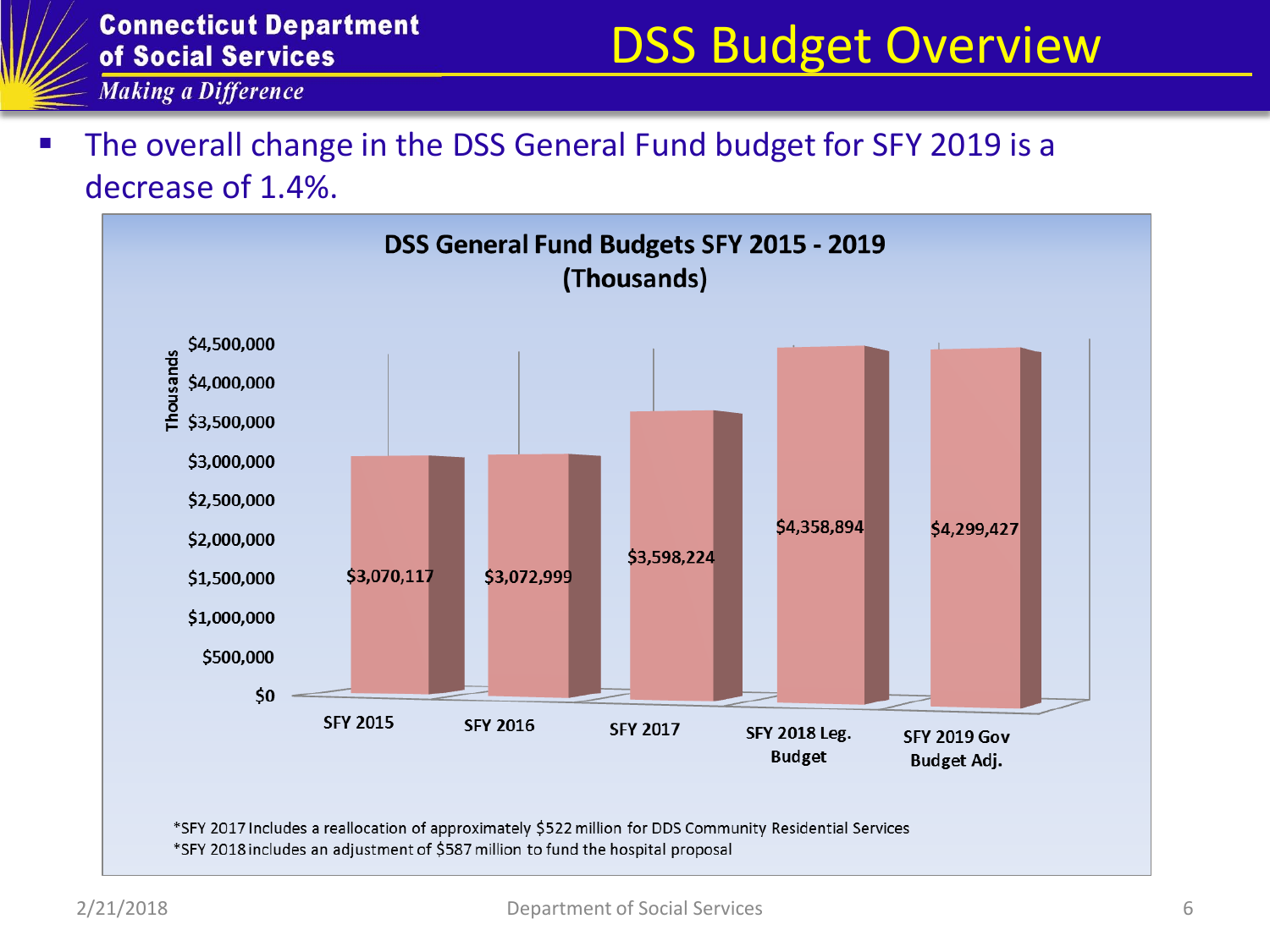# DSS Budget Overview

- The overall change in the DSS General Fund budget for SFY 2019 is a decrease of 1.4%.

**DSS General Fund Budgets SFY 2015 - 2019 (Thousands)**

| Year | Budget (Thousands) |
| --- | --- |
| SFY 2015 | $3,070,117 |
| SFY 2016 | $3,072,999 |
| SFY 2017 | $3,598,224 |
| SFY 2018 Leg. Budget | $4,358,894 |
| SFY 2019 Gov Budget Adj. | $4,299,427 |

*SFY 2017 Includes a reallocation of approximately $522 million for DDS Community Residential Services
*SFY 2018 includes an adjustment of $587 million to fund the hospital proposal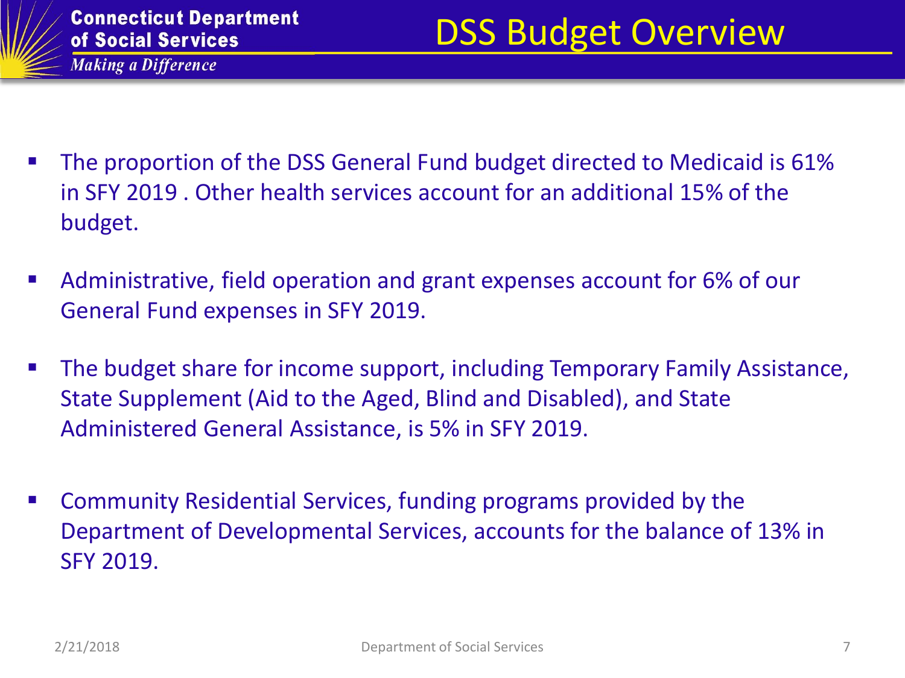# DSS Budget Overview

- The proportion of the DSS General Fund budget directed to Medicaid is 61% in SFY 2019 . Other health services account for an additional 15% of the budget.
- Administrative, field operation and grant expenses account for 6% of our General Fund expenses in SFY 2019.
- The budget share for income support, including Temporary Family Assistance, State Supplement (Aid to the Aged, Blind and Disabled), and State Administered General Assistance, is 5% in SFY 2019.
- Community Residential Services, funding programs provided by the Department of Developmental Services, accounts for the balance of 13% in SFY 2019.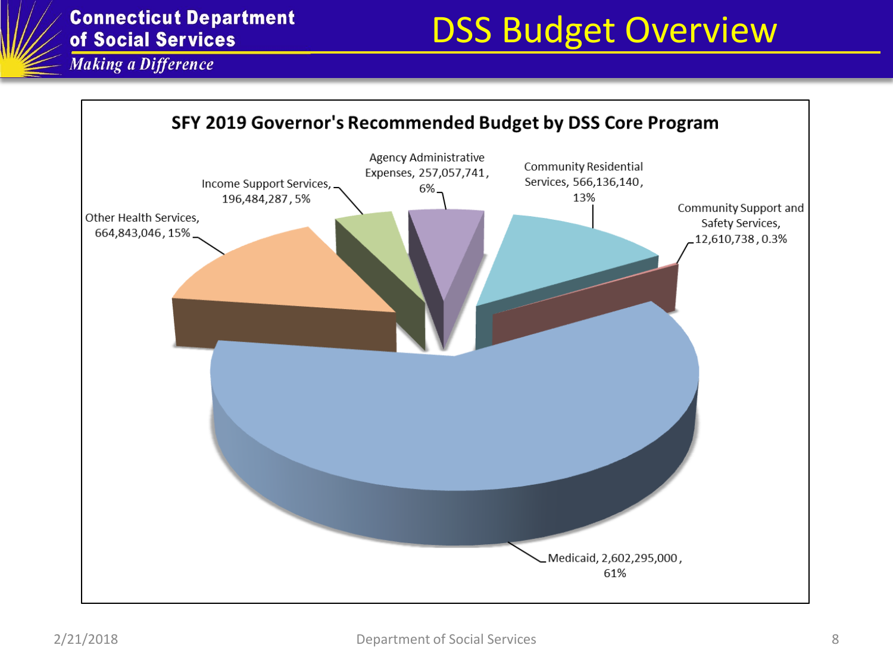# DSS Budget Overview

**Connecticut Department of Social Services**

*Making a Difference*

## SFY 2019 Governor's Recommended Budget by DSS Core Program

- Medicaid, 2,602,295,000, 61%
- Other Health Services, 664,843,046, 15%
- Income Support Services, 196,484,287, 5%
- Agency Administrative Expenses, 257,057,741, 6%
- Community Residential Services, 566,136,140, 13%
- Community Support and Safety Services, 12,610,738, 0.3%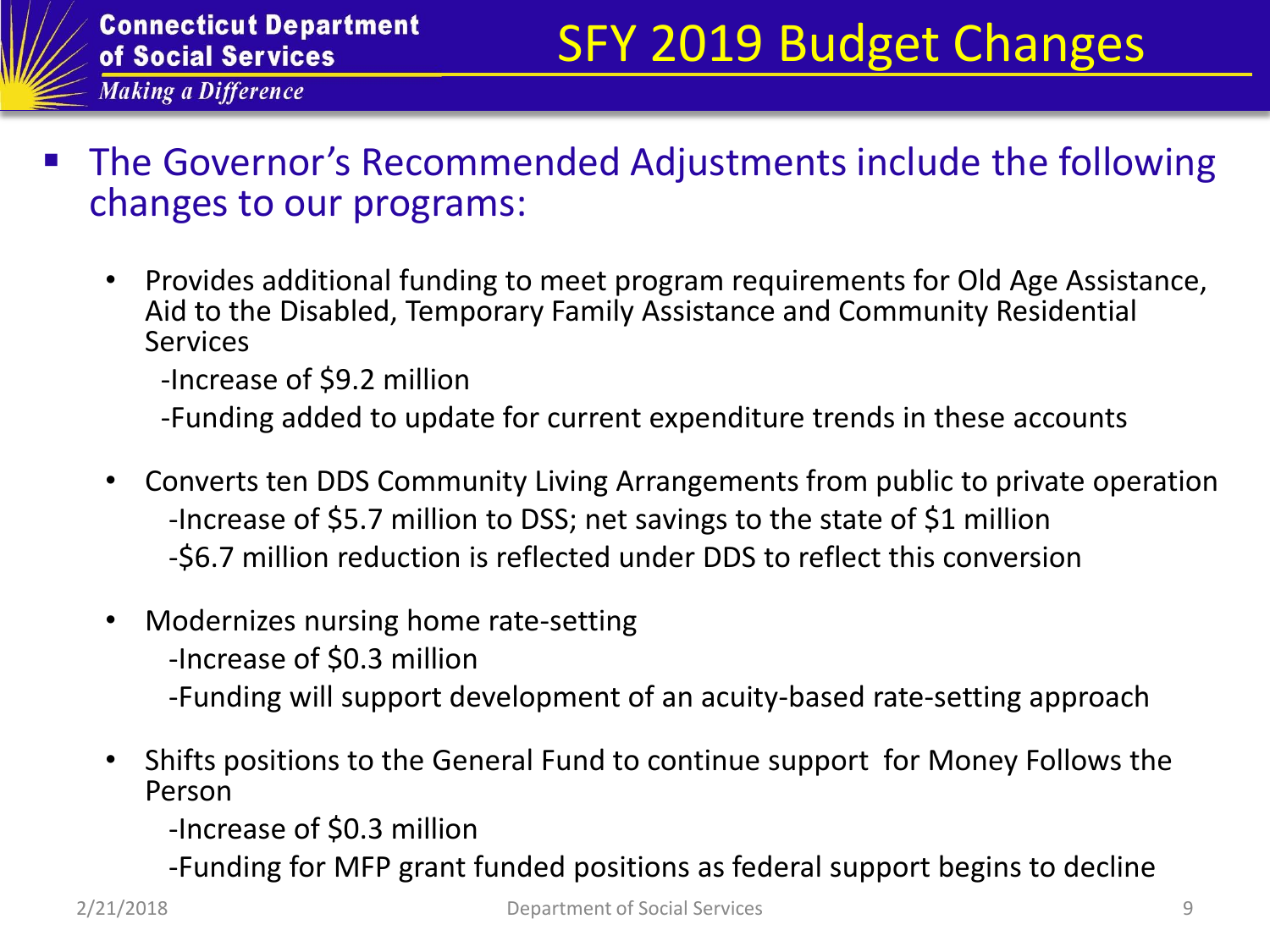# SFY 2019 Budget Changes

- The Governor's Recommended Adjustments include the following changes to our programs:

  - Provides additional funding to meet program requirements for Old Age Assistance, Aid to the Disabled, Temporary Family Assistance and Community Residential Services

    -Increase of $9.2 million

    -Funding added to update for current expenditure trends in these accounts

  - Converts ten DDS Community Living Arrangements from public to private operation

    -Increase of $5.7 million to DSS; net savings to the state of $1 million

    -$6.7 million reduction is reflected under DDS to reflect this conversion

  - Modernizes nursing home rate-setting

    -Increase of $0.3 million

    -Funding will support development of an acuity-based rate-setting approach

  - Shifts positions to the General Fund to continue support for Money Follows the Person

    -Increase of $0.3 million

    -Funding for MFP grant funded positions as federal support begins to decline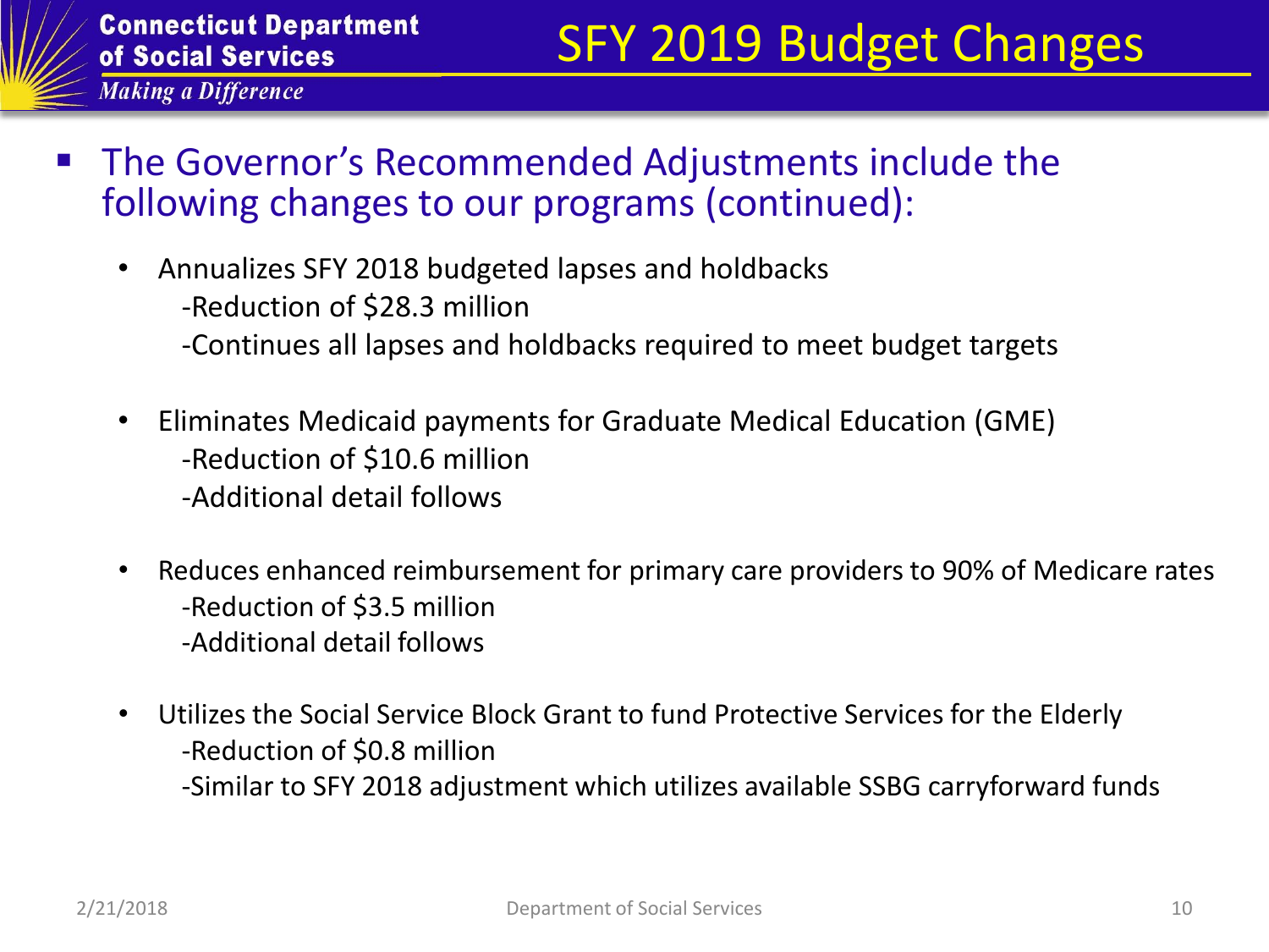# SFY 2019 Budget Changes

- The Governor's Recommended Adjustments include the following changes to our programs (continued):
  - Annualizes SFY 2018 budgeted lapses and holdbacks
    - -Reduction of $28.3 million
    - -Continues all lapses and holdbacks required to meet budget targets
  - Eliminates Medicaid payments for Graduate Medical Education (GME)
    - -Reduction of $10.6 million
    - -Additional detail follows
  - Reduces enhanced reimbursement for primary care providers to 90% of Medicare rates
    - -Reduction of $3.5 million
    - -Additional detail follows
  - Utilizes the Social Service Block Grant to fund Protective Services for the Elderly
    - -Reduction of $0.8 million
    - -Similar to SFY 2018 adjustment which utilizes available SSBG carryforward funds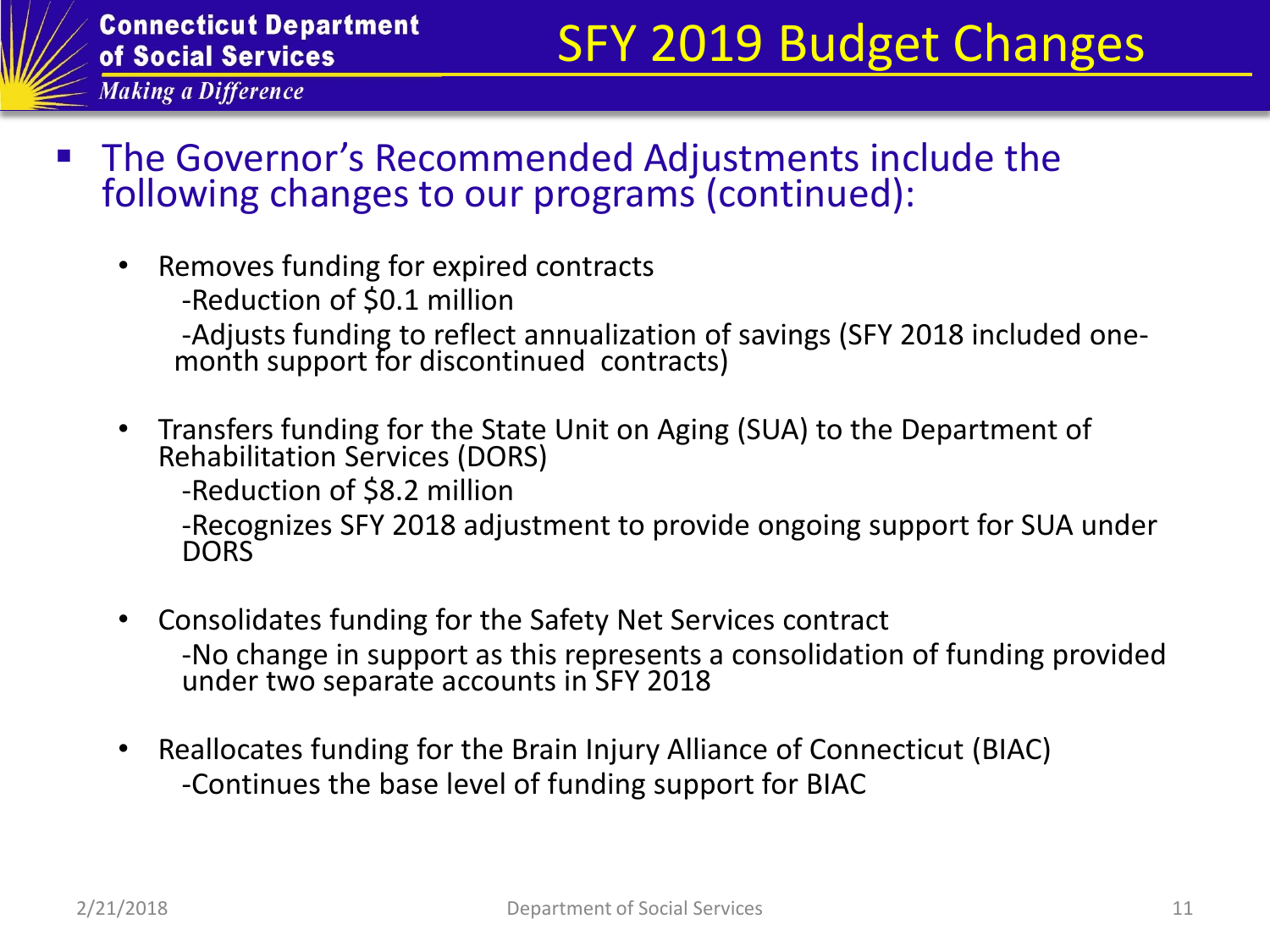# SFY 2019 Budget Changes

- The Governor's Recommended Adjustments include the following changes to our programs (continued):

  - Removes funding for expired contracts
    - -Reduction of $0.1 million
    - -Adjusts funding to reflect annualization of savings (SFY 2018 included one-month support for discontinued contracts)

  - Transfers funding for the State Unit on Aging (SUA) to the Department of Rehabilitation Services (DORS)
    - -Reduction of $8.2 million
    - -Recognizes SFY 2018 adjustment to provide ongoing support for SUA under DORS

  - Consolidates funding for the Safety Net Services contract
    - -No change in support as this represents a consolidation of funding provided under two separate accounts in SFY 2018

  - Reallocates funding for the Brain Injury Alliance of Connecticut (BIAC)
    - -Continues the base level of funding support for BIAC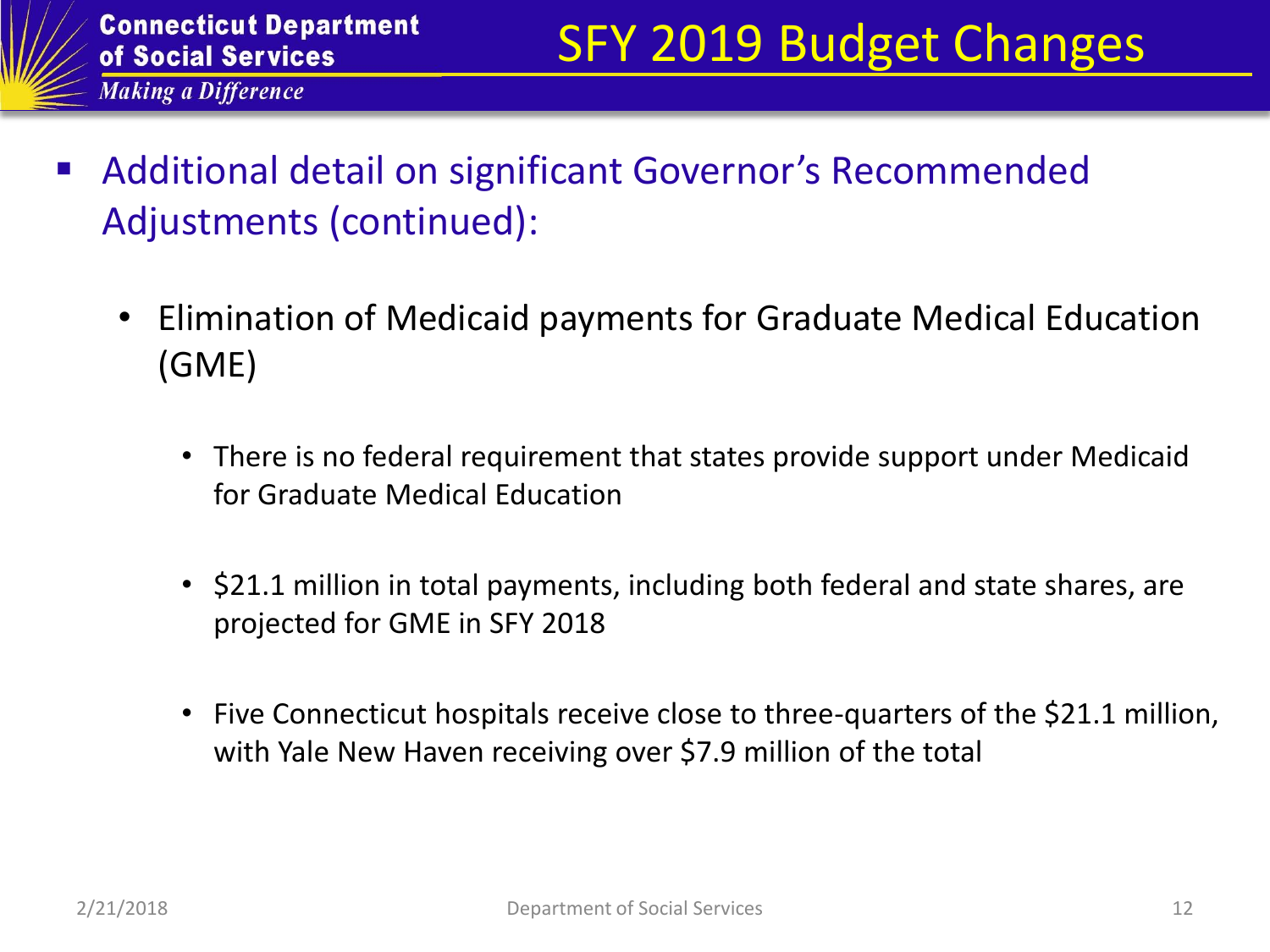# SFY 2019 Budget Changes

- Additional detail on significant Governor's Recommended Adjustments (continued):
  - Elimination of Medicaid payments for Graduate Medical Education (GME)
    - There is no federal requirement that states provide support under Medicaid for Graduate Medical Education
    - $21.1 million in total payments, including both federal and state shares, are projected for GME in SFY 2018
    - Five Connecticut hospitals receive close to three-quarters of the $21.1 million, with Yale New Haven receiving over $7.9 million of the total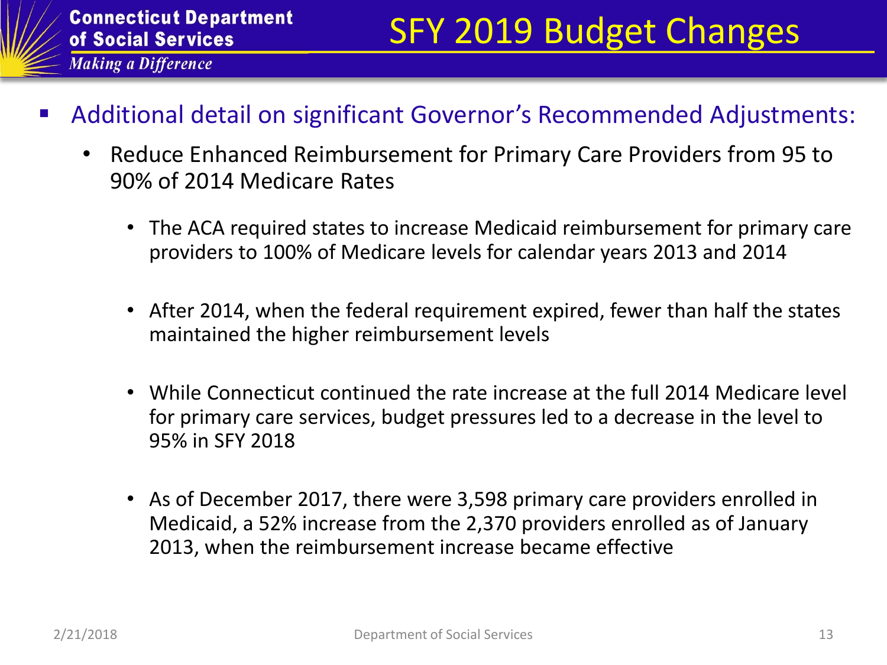# SFY 2019 Budget Changes

- Additional detail on significant Governor's Recommended Adjustments:
  - Reduce Enhanced Reimbursement for Primary Care Providers from 95 to 90% of 2014 Medicare Rates
    - The ACA required states to increase Medicaid reimbursement for primary care providers to 100% of Medicare levels for calendar years 2013 and 2014
    - After 2014, when the federal requirement expired, fewer than half the states maintained the higher reimbursement levels
    - While Connecticut continued the rate increase at the full 2014 Medicare level for primary care services, budget pressures led to a decrease in the level to 95% in SFY 2018
    - As of December 2017, there were 3,598 primary care providers enrolled in Medicaid, a 52% increase from the 2,370 providers enrolled as of January 2013, when the reimbursement increase became effective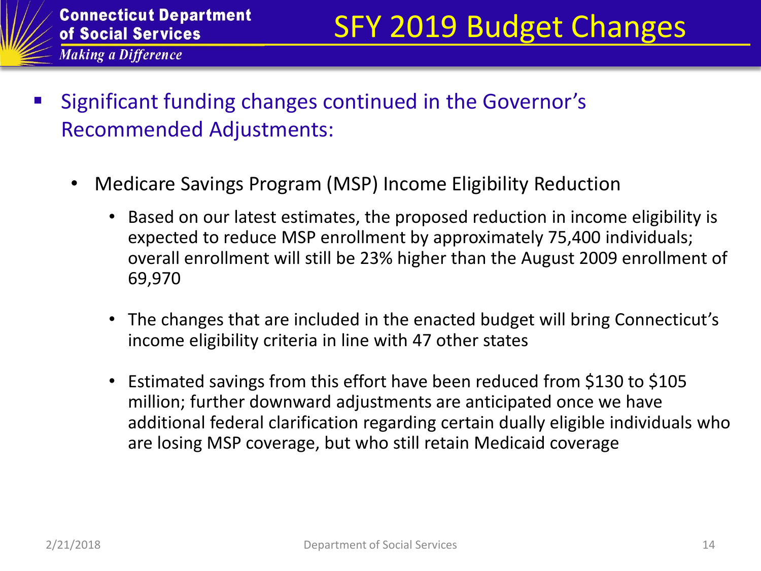# SFY 2019 Budget Changes

- Significant funding changes continued in the Governor's Recommended Adjustments:
  - Medicare Savings Program (MSP) Income Eligibility Reduction
    - Based on our latest estimates, the proposed reduction in income eligibility is expected to reduce MSP enrollment by approximately 75,400 individuals; overall enrollment will still be 23% higher than the August 2009 enrollment of 69,970
    - The changes that are included in the enacted budget will bring Connecticut's income eligibility criteria in line with 47 other states
    - Estimated savings from this effort have been reduced from $130 to $105 million; further downward adjustments are anticipated once we have additional federal clarification regarding certain dually eligible individuals who are losing MSP coverage, but who still retain Medicaid coverage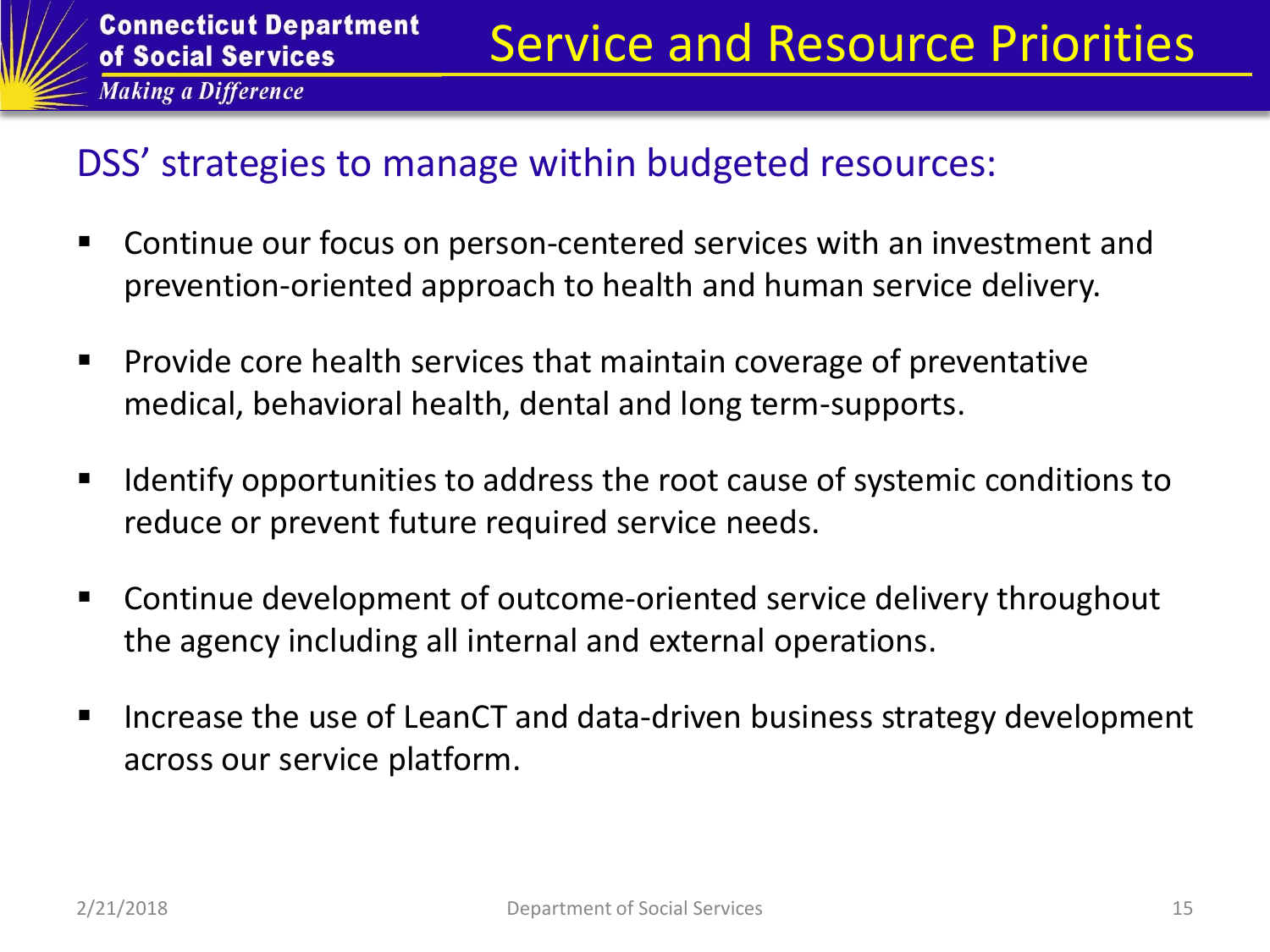# Service and Resource Priorities

## DSS' strategies to manage within budgeted resources:

- Continue our focus on person-centered services with an investment and prevention-oriented approach to health and human service delivery.
- Provide core health services that maintain coverage of preventative medical, behavioral health, dental and long term-supports.
- Identify opportunities to address the root cause of systemic conditions to reduce or prevent future required service needs.
- Continue development of outcome-oriented service delivery throughout the agency including all internal and external operations.
- Increase the use of LeanCT and data-driven business strategy development across our service platform.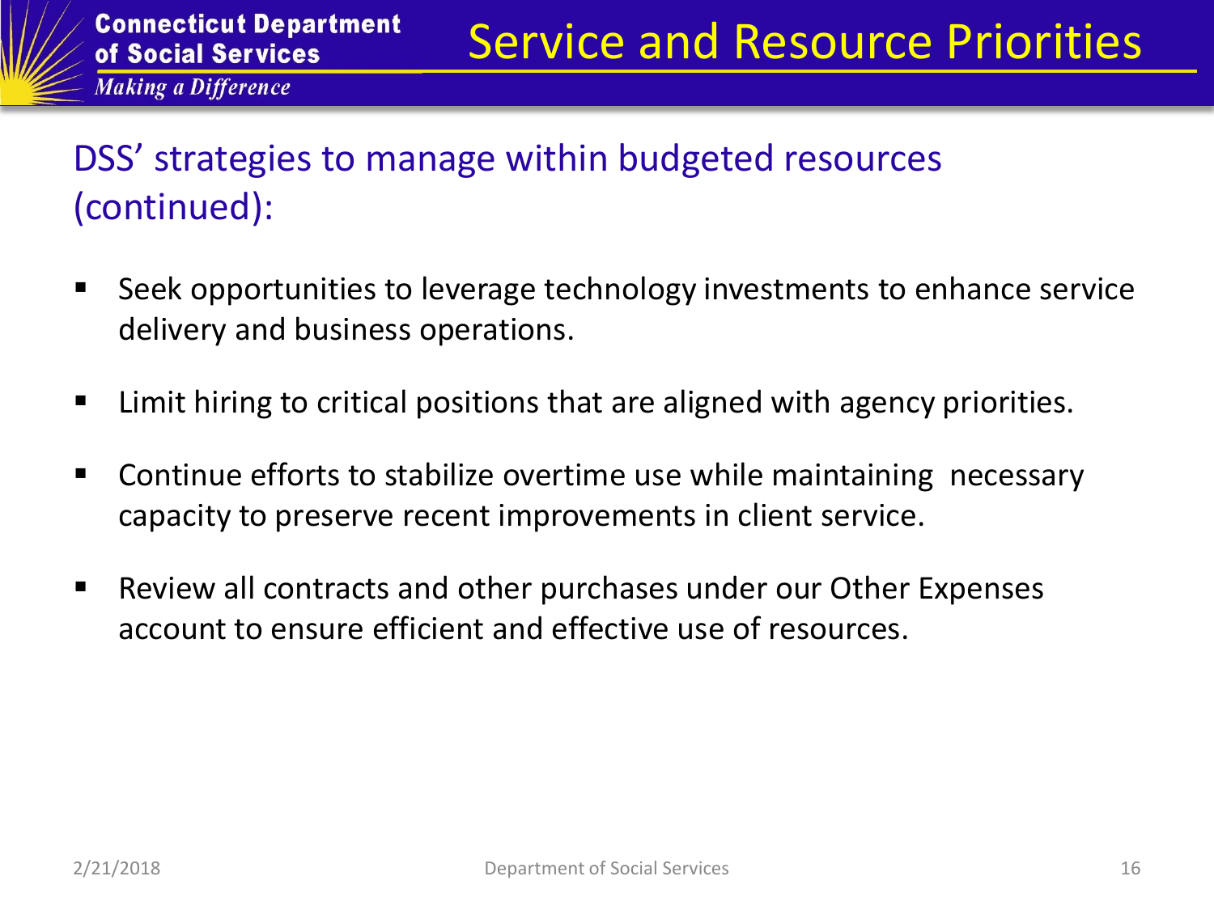# Service and Resource Priorities

## DSS' strategies to manage within budgeted resources (continued):

- Seek opportunities to leverage technology investments to enhance service delivery and business operations.
- Limit hiring to critical positions that are aligned with agency priorities.
- Continue efforts to stabilize overtime use while maintaining necessary capacity to preserve recent improvements in client service.
- Review all contracts and other purchases under our Other Expenses account to ensure efficient and effective use of resources.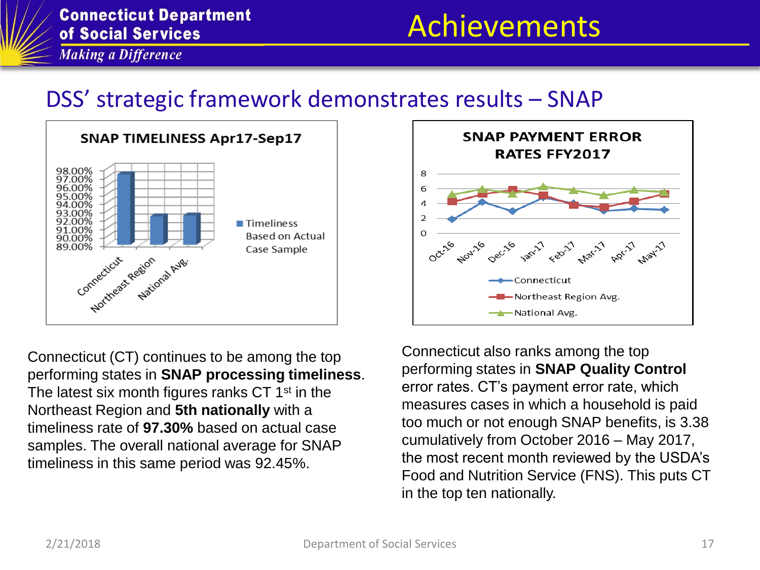# Achievements

## DSS' strategic framework demonstrates results – SNAP

**SNAP TIMELINESS Apr17-Sep17**

**SNAP PAYMENT ERROR RATES FFY2017**

Connecticut (CT) continues to be among the top performing states in **SNAP processing timeliness**. The latest six month figures ranks CT 1st in the Northeast Region and **5th nationally** with a timeliness rate of **97.30%** based on actual case samples. The overall national average for SNAP timeliness in this same period was 92.45%.

Connecticut also ranks among the top performing states in **SNAP Quality Control** error rates. CT's payment error rate, which measures cases in which a household is paid too much or not enough SNAP benefits, is 3.38 cumulatively from October 2016 – May 2017, the most recent month reviewed by the USDA's Food and Nutrition Service (FNS). This puts CT in the top ten nationally.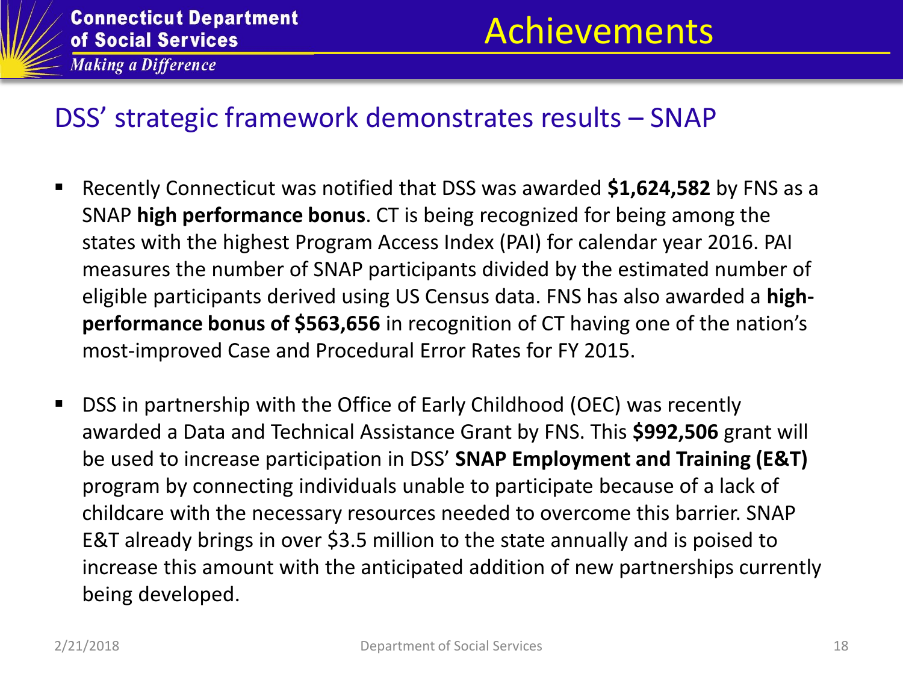# Achievements

## DSS' strategic framework demonstrates results – SNAP

- Recently Connecticut was notified that DSS was awarded **$1,624,582** by FNS as a SNAP **high performance bonus**. CT is being recognized for being among the states with the highest Program Access Index (PAI) for calendar year 2016. PAI measures the number of SNAP participants divided by the estimated number of eligible participants derived using US Census data. FNS has also awarded a **high-performance bonus of $563,656** in recognition of CT having one of the nation's most-improved Case and Procedural Error Rates for FY 2015.

- DSS in partnership with the Office of Early Childhood (OEC) was recently awarded a Data and Technical Assistance Grant by FNS. This **$992,506** grant will be used to increase participation in DSS' **SNAP Employment and Training (E&T)** program by connecting individuals unable to participate because of a lack of childcare with the necessary resources needed to overcome this barrier. SNAP E&T already brings in over $3.5 million to the state annually and is poised to increase this amount with the anticipated addition of new partnerships currently being developed.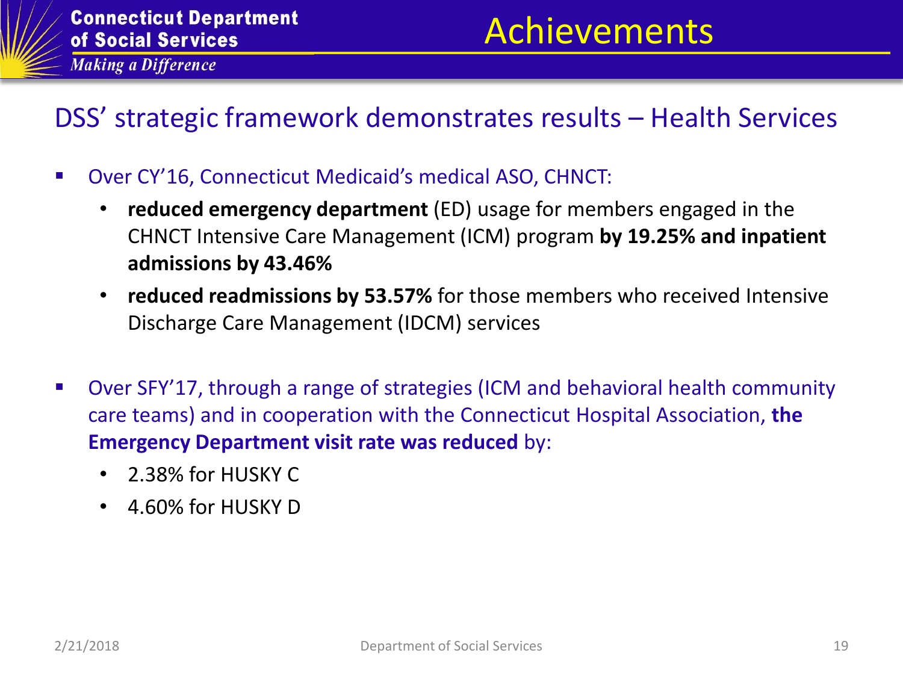# Achievements

## DSS' strategic framework demonstrates results – Health Services

- Over CY'16, Connecticut Medicaid's medical ASO, CHNCT:
  - **reduced emergency department** (ED) usage for members engaged in the CHNCT Intensive Care Management (ICM) program **by 19.25% and inpatient admissions by 43.46%**
  - **reduced readmissions by 53.57%** for those members who received Intensive Discharge Care Management (IDCM) services

- Over SFY'17, through a range of strategies (ICM and behavioral health community care teams) and in cooperation with the Connecticut Hospital Association, **the Emergency Department visit rate was reduced** by:
  - 2.38% for HUSKY C
  - 4.60% for HUSKY D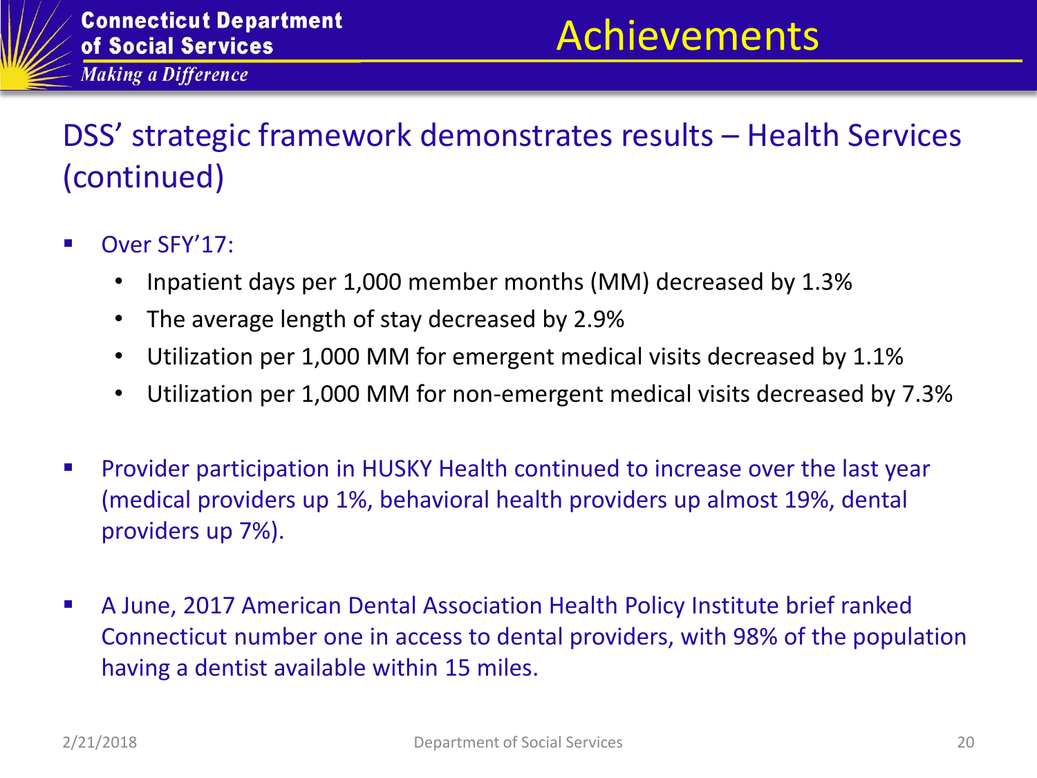# Achievements

## DSS' strategic framework demonstrates results – Health Services (continued)

- Over SFY'17:
  - Inpatient days per 1,000 member months (MM) decreased by 1.3%
  - The average length of stay decreased by 2.9%
  - Utilization per 1,000 MM for emergent medical visits decreased by 1.1%
  - Utilization per 1,000 MM for non-emergent medical visits decreased by 7.3%

- Provider participation in HUSKY Health continued to increase over the last year (medical providers up 1%, behavioral health providers up almost 19%, dental providers up 7%).

- A June, 2017 American Dental Association Health Policy Institute brief ranked Connecticut number one in access to dental providers, with 98% of the population having a dentist available within 15 miles.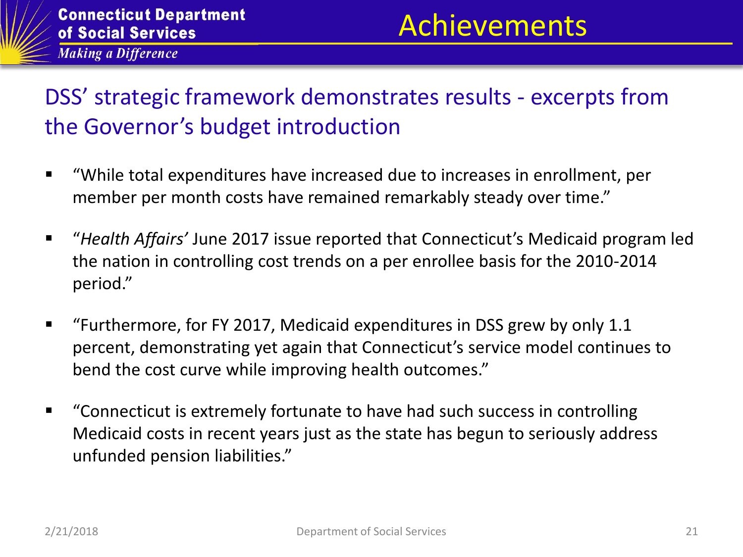# Achievements

## DSS' strategic framework demonstrates results - excerpts from the Governor's budget introduction

- "While total expenditures have increased due to increases in enrollment, per member per month costs have remained remarkably steady over time."
- "*Health Affairs'* June 2017 issue reported that Connecticut's Medicaid program led the nation in controlling cost trends on a per enrollee basis for the 2010-2014 period."
- "Furthermore, for FY 2017, Medicaid expenditures in DSS grew by only 1.1 percent, demonstrating yet again that Connecticut's service model continues to bend the cost curve while improving health outcomes."
- "Connecticut is extremely fortunate to have had such success in controlling Medicaid costs in recent years just as the state has begun to seriously address unfunded pension liabilities."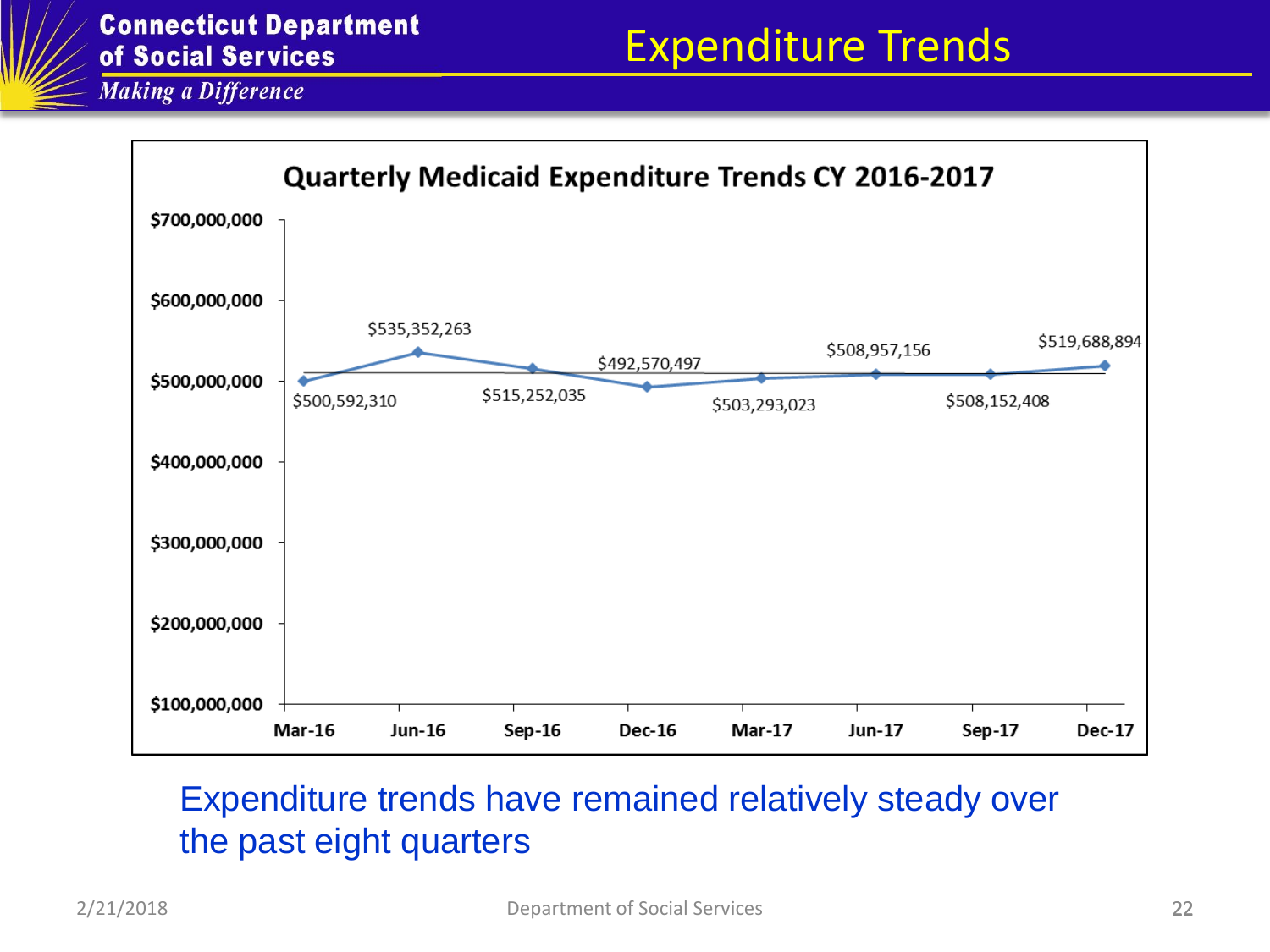Connecticut Department of Social Services

*Making a Difference*

# Expenditure Trends

**Quarterly Medicaid Expenditure Trends CY 2016-2017**

| Quarter | Expenditure |
|---|---|
| Mar-16 | $500,592,310 |
| Jun-16 | $535,352,263 |
| Sep-16 | $515,252,035 |
| Dec-16 | $492,570,497 |
| Mar-17 | $503,293,023 |
| Jun-17 | $508,957,156 |
| Sep-17 | $508,152,408 |
| Dec-17 | $519,688,894 |

Expenditure trends have remained relatively steady over the past eight quarters

2/21/2018

Department of Social Services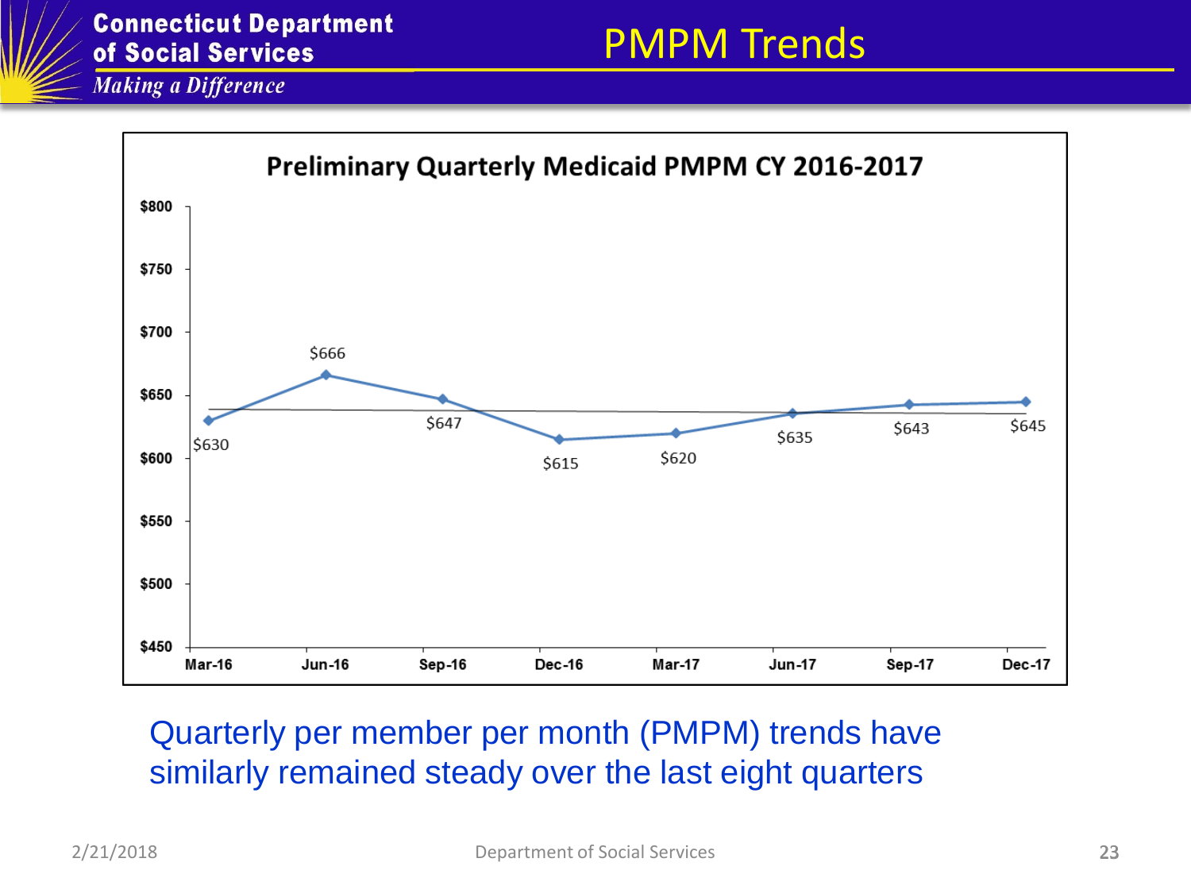# PMPM Trends

**Preliminary Quarterly Medicaid PMPM CY 2016-2017**

| Quarter | PMPM |
|---|---|
| Mar-16 | $630 |
| Jun-16 | $666 |
| Sep-16 | $647 |
| Dec-16 | $615 |
| Mar-17 | $620 |
| Jun-17 | $635 |
| Sep-17 | $643 |
| Dec-17 | $645 |

Quarterly per member per month (PMPM) trends have similarly remained steady over the last eight quarters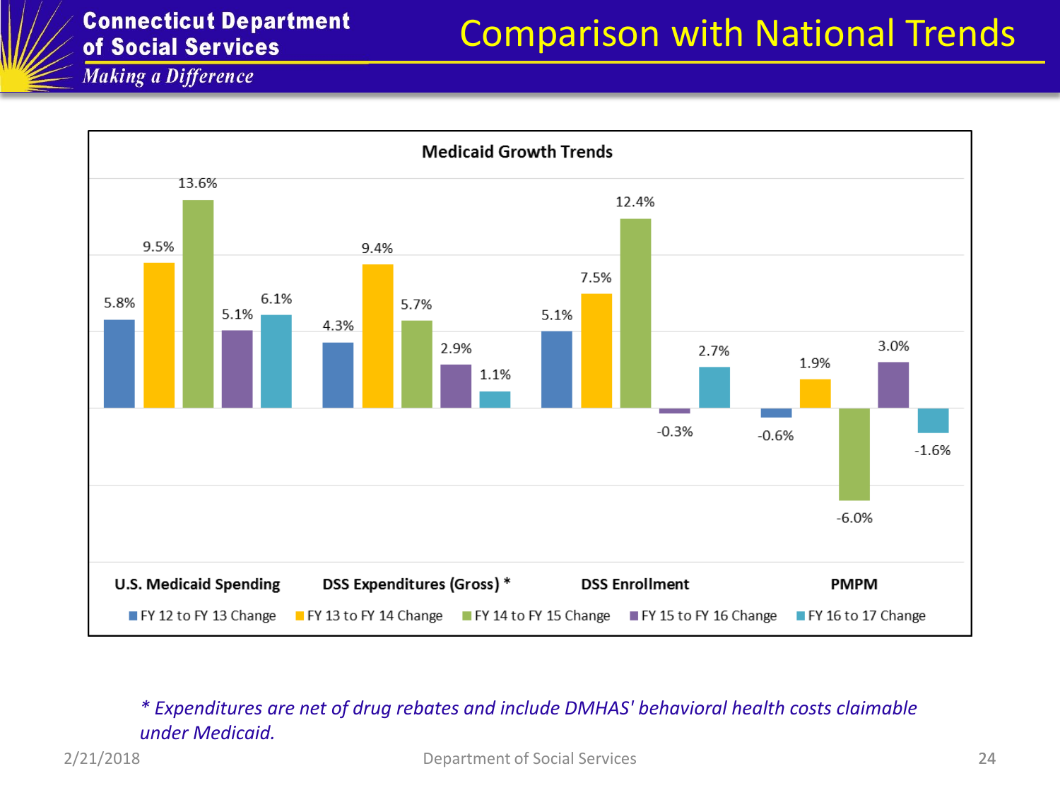# Comparison with National Trends

**Medicaid Growth Trends**

| | FY 12 to FY 13 Change | FY 13 to FY 14 Change | FY 14 to FY 15 Change | FY 15 to FY 16 Change | FY 16 to 17 Change |
|---|---|---|---|---|---|
| U.S. Medicaid Spending | 5.8% | 9.5% | 13.6% | 5.1% | 6.1% |
| DSS Expenditures (Gross) * | 4.3% | 9.4% | 5.7% | 2.9% | 1.1% |
| DSS Enrollment | 5.1% | 7.5% | 12.4% | -0.3% | 2.7% |
| PMPM | -0.6% | 1.9% | -6.0% | 3.0% | -1.6% |

*\* Expenditures are net of drug rebates and include DMHAS' behavioral health costs claimable under Medicaid.*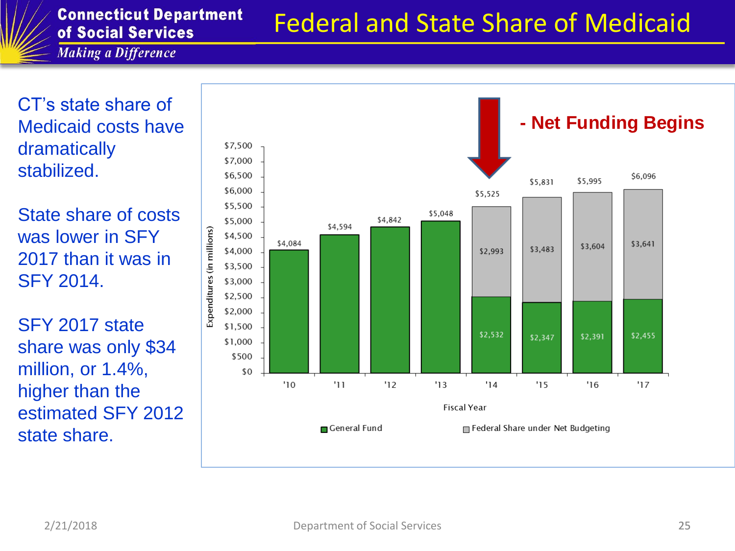# Federal and State Share of Medicaid

Connecticut Department of Social Services
*Making a Difference*

CT's state share of Medicaid costs have dramatically stabilized.

State share of costs was lower in SFY 2017 than it was in SFY 2014.

SFY 2017 state share was only $34 million, or 1.4%, higher than the estimated SFY 2012 state share.

- Net Funding Begins

Expenditures (in millions)

| Fiscal Year | General Fund | Federal Share under Net Budgeting | Total |
|---|---|---|---|
| '10 | $4,084 | | $4,084 |
| '11 | $4,594 | | $4,594 |
| '12 | $4,842 | | $4,842 |
| '13 | $5,048 | | $5,048 |
| '14 | $2,532 | $2,993 | $5,525 |
| '15 | $2,347 | $3,483 | $5,831 |
| '16 | $2,391 | $3,604 | $5,995 |
| '17 | $2,455 | $3,641 | $6,096 |

2/21/2018 Department of Social Services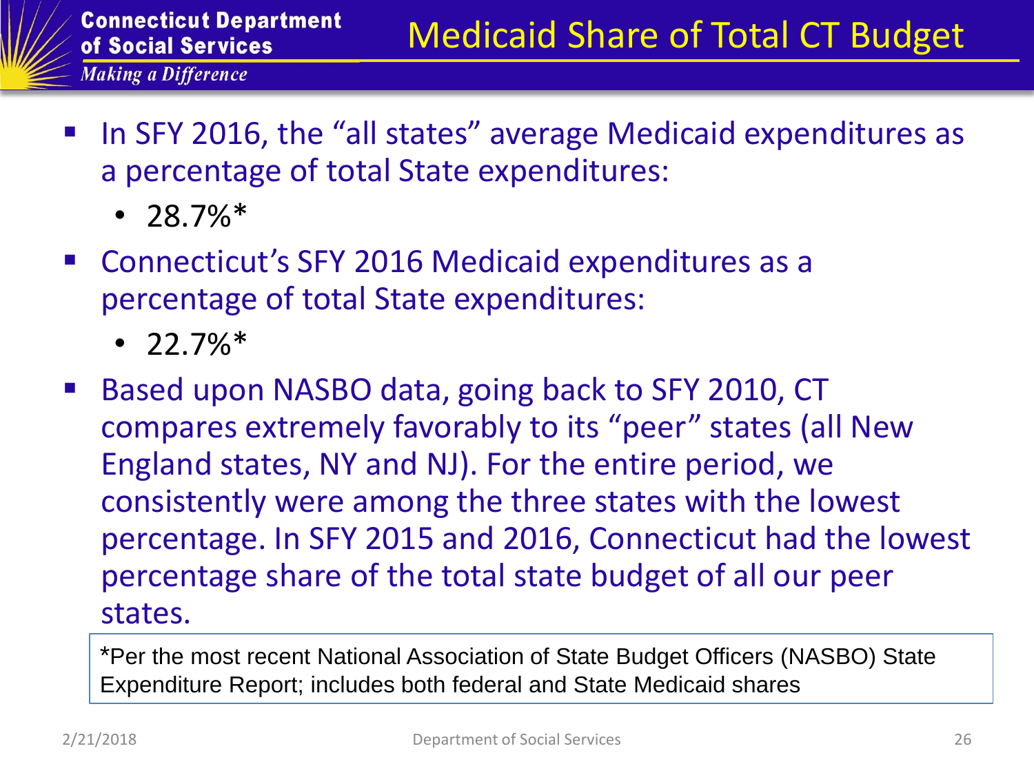# Medicaid Share of Total CT Budget

- In SFY 2016, the "all states" average Medicaid expenditures as a percentage of total State expenditures:
  - 28.7%*
- Connecticut's SFY 2016 Medicaid expenditures as a percentage of total State expenditures:
  - 22.7%*
- Based upon NASBO data, going back to SFY 2010, CT compares extremely favorably to its "peer" states (all New England states, NY and NJ). For the entire period, we consistently were among the three states with the lowest percentage. In SFY 2015 and 2016, Connecticut had the lowest percentage share of the total state budget of all our peer states.

*Per the most recent National Association of State Budget Officers (NASBO) State Expenditure Report; includes both federal and State Medicaid shares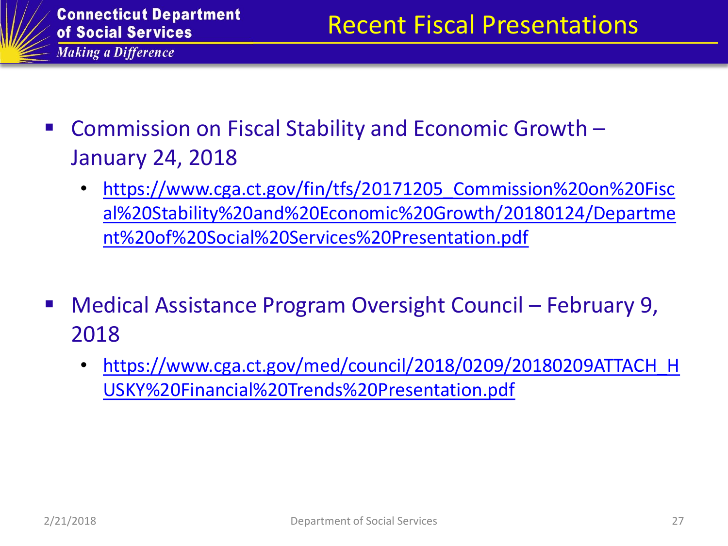# Recent Fiscal Presentations

- Commission on Fiscal Stability and Economic Growth – January 24, 2018
  - https://www.cga.ct.gov/fin/tfs/20171205_Commission%20on%20Fiscal%20Stability%20and%20Economic%20Growth/20180124/Department%20of%20Social%20Services%20Presentation.pdf
- Medical Assistance Program Oversight Council – February 9, 2018
  - https://www.cga.ct.gov/med/council/2018/0209/20180209ATTACH_HUSKY%20Financial%20Trends%20Presentation.pdf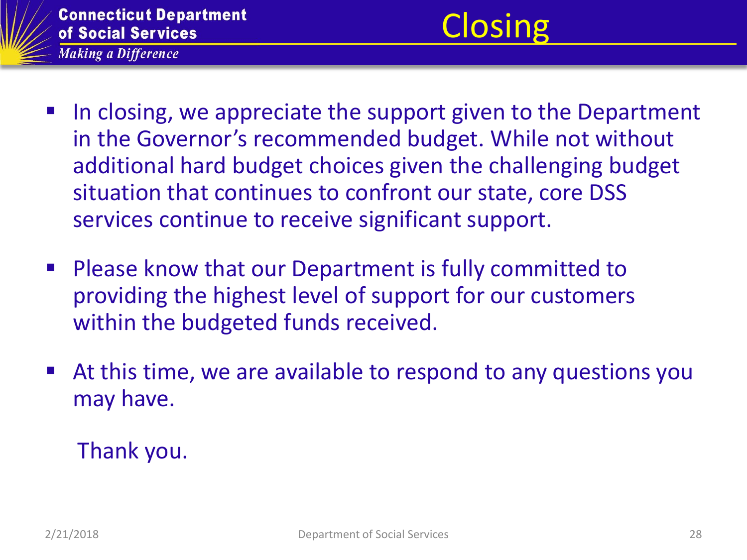# Closing

- In closing, we appreciate the support given to the Department in the Governor's recommended budget. While not without additional hard budget choices given the challenging budget situation that continues to confront our state, core DSS services continue to receive significant support.

- Please know that our Department is fully committed to providing the highest level of support for our customers within the budgeted funds received.

- At this time, we are available to respond to any questions you may have.

Thank you.